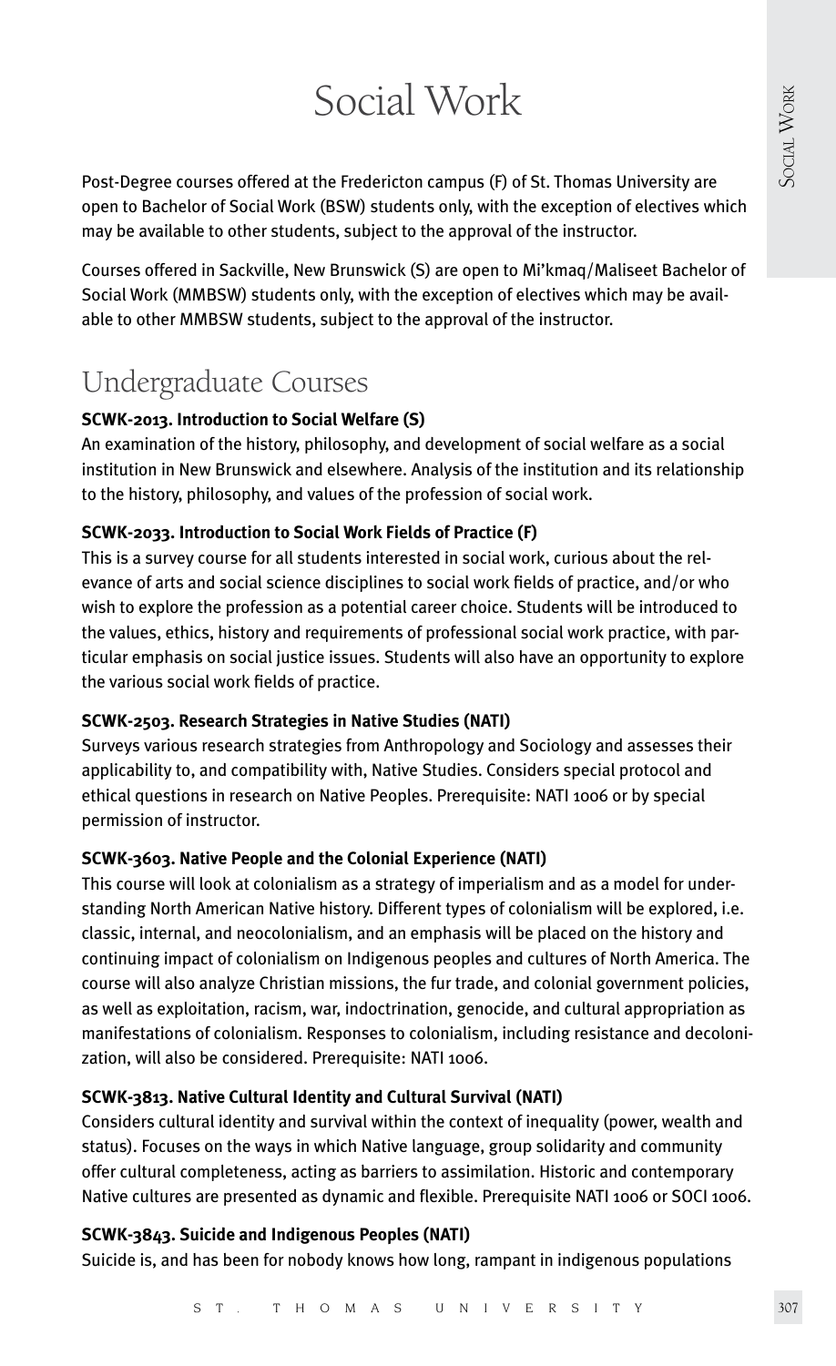# Social Work

Post-Degree courses offered at the Fredericton campus (F) of St. Thomas University are open to Bachelor of Social Work (BSW) students only, with the exception of electives which may be available to other students, subject to the approval of the instructor.

Courses offered in Sackville, New Brunswick (S) are open to Mi'kmaq/Maliseet Bachelor of Social Work (MMBSW) students only, with the exception of electives which may be available to other MMBSW students, subject to the approval of the instructor.

## Undergraduate Courses

**SCWK-2013. Introduction to Social Welfare (S)**
An examination of the history, philosophy, and development of social welfare as a social institution in New Brunswick and elsewhere. Analysis of the institution and its relationship to the history, philosophy, and values of the profession of social work.

**SCWK-2033. Introduction to Social Work Fields of Practice (F)**
This is a survey course for all students interested in social work, curious about the relevance of arts and social science disciplines to social work fields of practice, and/or who wish to explore the profession as a potential career choice. Students will be introduced to the values, ethics, history and requirements of professional social work practice, with particular emphasis on social justice issues. Students will also have an opportunity to explore the various social work fields of practice.

**SCWK-2503. Research Strategies in Native Studies (NATI)**
Surveys various research strategies from Anthropology and Sociology and assesses their applicability to, and compatibility with, Native Studies. Considers special protocol and ethical questions in research on Native Peoples. Prerequisite: NATI 1006 or by special permission of instructor.

**SCWK-3603. Native People and the Colonial Experience (NATI)**
This course will look at colonialism as a strategy of imperialism and as a model for understanding North American Native history. Different types of colonialism will be explored, i.e. classic, internal, and neocolonialism, and an emphasis will be placed on the history and continuing impact of colonialism on Indigenous peoples and cultures of North America. The course will also analyze Christian missions, the fur trade, and colonial government policies, as well as exploitation, racism, war, indoctrination, genocide, and cultural appropriation as manifestations of colonialism. Responses to colonialism, including resistance and decolonization, will also be considered. Prerequisite: NATI 1006.

**SCWK-3813. Native Cultural Identity and Cultural Survival (NATI)**
Considers cultural identity and survival within the context of inequality (power, wealth and status). Focuses on the ways in which Native language, group solidarity and community offer cultural completeness, acting as barriers to assimilation. Historic and contemporary Native cultures are presented as dynamic and flexible. Prerequisite NATI 1006 or SOCI 1006.

**SCWK-3843. Suicide and Indigenous Peoples (NATI)**
Suicide is, and has been for nobody knows how long, rampant in indigenous populations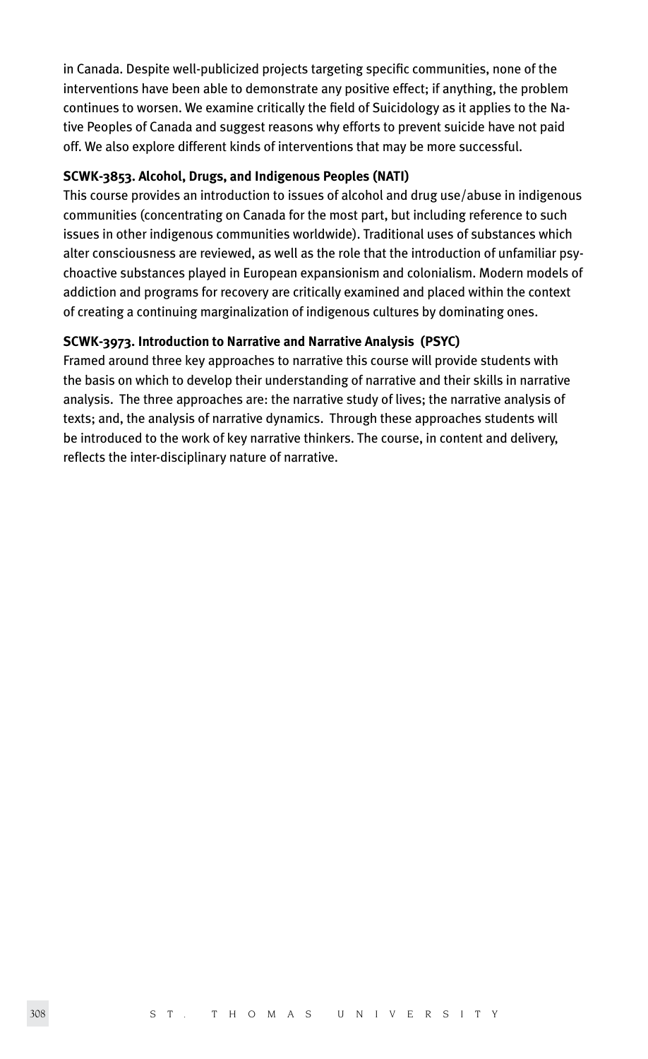in Canada. Despite well-publicized projects targeting specific communities, none of the interventions have been able to demonstrate any positive effect; if anything, the problem continues to worsen. We examine critically the field of Suicidology as it applies to the Native Peoples of Canada and suggest reasons why efforts to prevent suicide have not paid off. We also explore different kinds of interventions that may be more successful.

**SCWK-3853. Alcohol, Drugs, and Indigenous Peoples (NATI)**

This course provides an introduction to issues of alcohol and drug use/abuse in indigenous communities (concentrating on Canada for the most part, but including reference to such issues in other indigenous communities worldwide). Traditional uses of substances which alter consciousness are reviewed, as well as the role that the introduction of unfamiliar psychoactive substances played in European expansionism and colonialism. Modern models of addiction and programs for recovery are critically examined and placed within the context of creating a continuing marginalization of indigenous cultures by dominating ones.

**SCWK-3973. Introduction to Narrative and Narrative Analysis (PSYC)**

Framed around three key approaches to narrative this course will provide students with the basis on which to develop their understanding of narrative and their skills in narrative analysis. The three approaches are: the narrative study of lives; the narrative analysis of texts; and, the analysis of narrative dynamics. Through these approaches students will be introduced to the work of key narrative thinkers. The course, in content and delivery, reflects the inter-disciplinary nature of narrative.